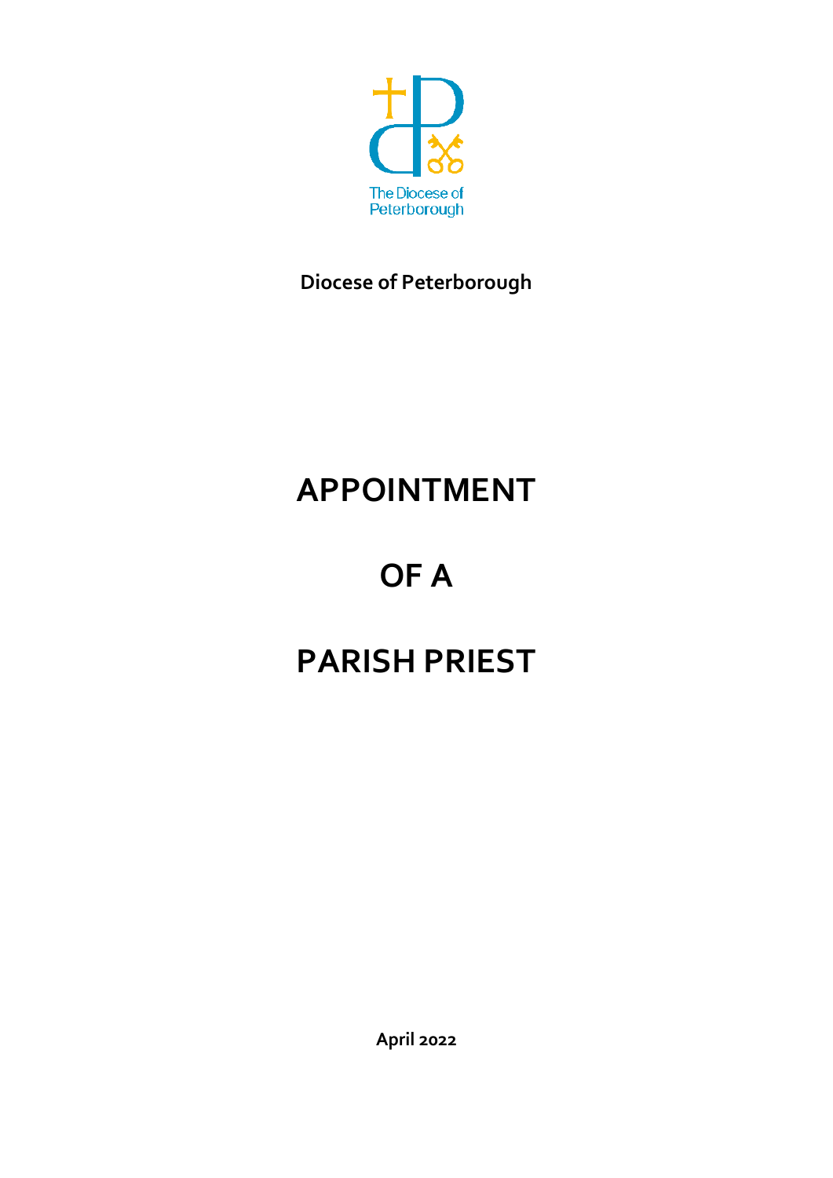The Diocese of Peterborough

**Diocese of Peterborough**

# APPOINTMENT

# OF A

# PARISH PRIEST

**April 2022**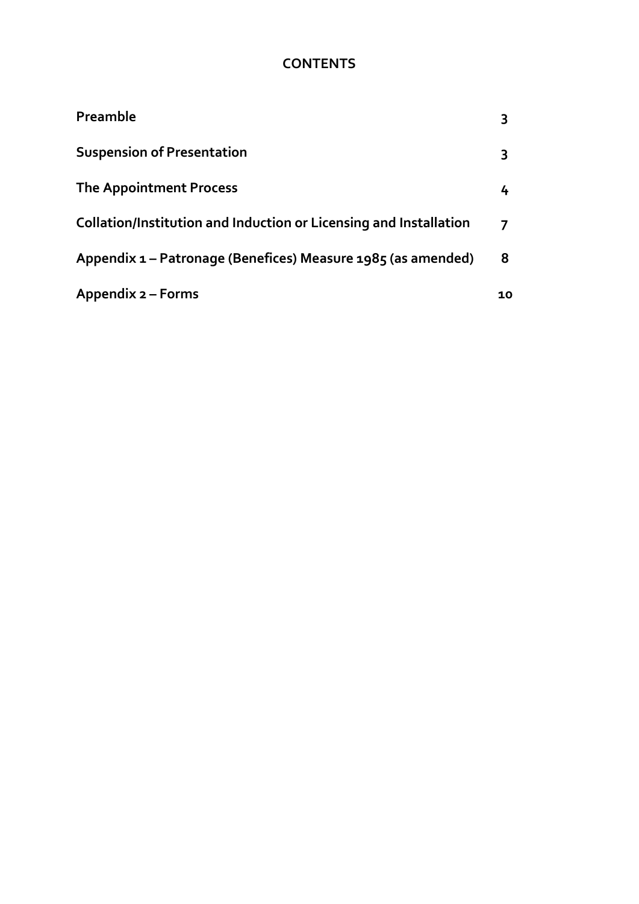## CONTENTS

| | |
|---|---|
| **Preamble** | **3** |
| **Suspension of Presentation** | **3** |
| **The Appointment Process** | **4** |
| **Collation/Institution and Induction or Licensing and Installation** | **7** |
| **Appendix 1 – Patronage (Benefices) Measure 1985 (as amended)** | **8** |
| **Appendix 2 – Forms** | **10** |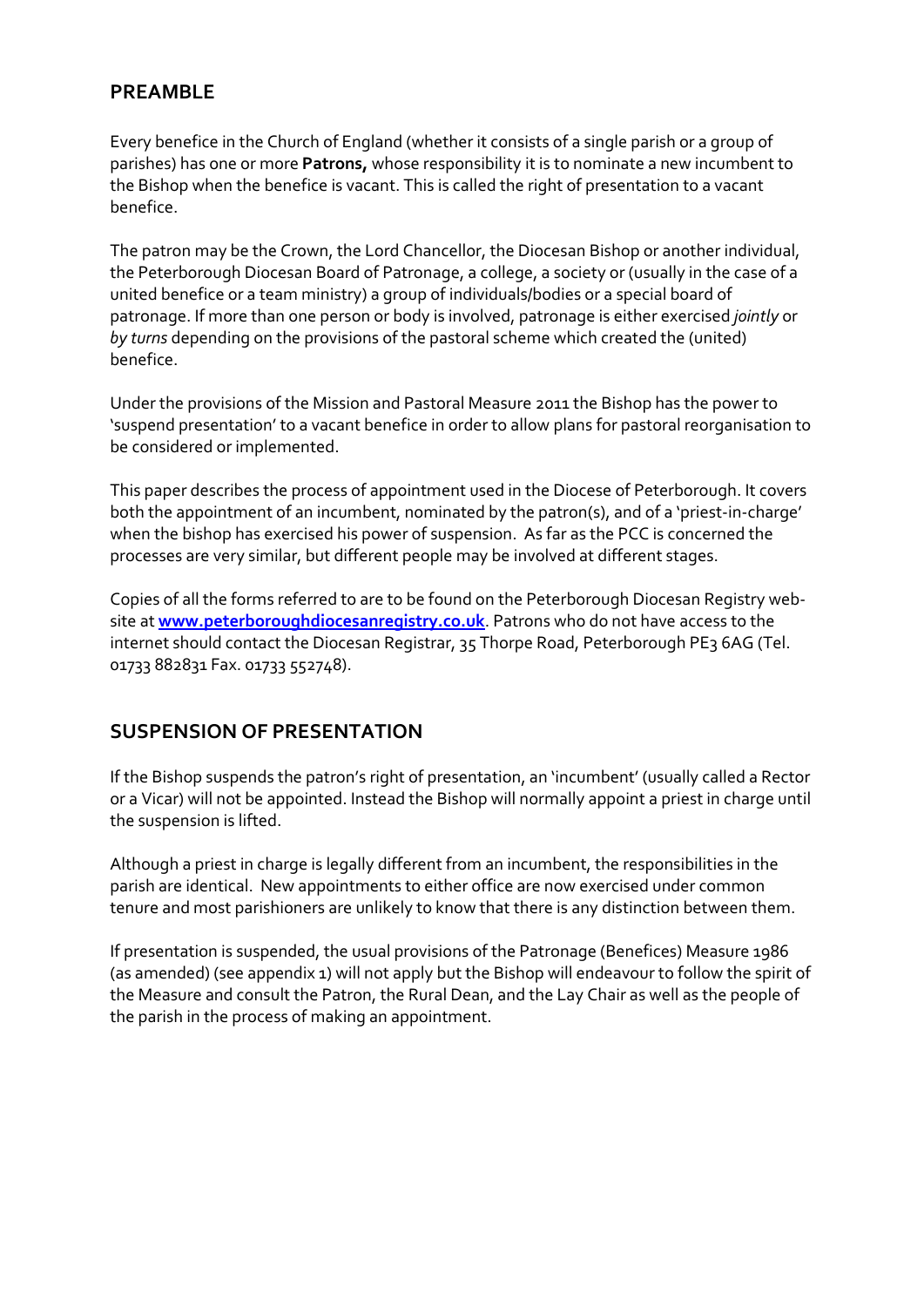## PREAMBLE

Every benefice in the Church of England (whether it consists of a single parish or a group of parishes) has one or more **Patrons,** whose responsibility it is to nominate a new incumbent to the Bishop when the benefice is vacant. This is called the right of presentation to a vacant benefice.

The patron may be the Crown, the Lord Chancellor, the Diocesan Bishop or another individual, the Peterborough Diocesan Board of Patronage, a college, a society or (usually in the case of a united benefice or a team ministry) a group of individuals/bodies or a special board of patronage. If more than one person or body is involved, patronage is either exercised *jointly* or *by turns* depending on the provisions of the pastoral scheme which created the (united) benefice.

Under the provisions of the Mission and Pastoral Measure 2011 the Bishop has the power to 'suspend presentation' to a vacant benefice in order to allow plans for pastoral reorganisation to be considered or implemented.

This paper describes the process of appointment used in the Diocese of Peterborough. It covers both the appointment of an incumbent, nominated by the patron(s), and of a 'priest-in-charge' when the bishop has exercised his power of suspension. As far as the PCC is concerned the processes are very similar, but different people may be involved at different stages.

Copies of all the forms referred to are to be found on the Peterborough Diocesan Registry web-site at **www.peterboroughdiocesanregistry.co.uk**. Patrons who do not have access to the internet should contact the Diocesan Registrar, 35 Thorpe Road, Peterborough PE3 6AG (Tel. 01733 882831 Fax. 01733 552748).

## SUSPENSION OF PRESENTATION

If the Bishop suspends the patron's right of presentation, an 'incumbent' (usually called a Rector or a Vicar) will not be appointed. Instead the Bishop will normally appoint a priest in charge until the suspension is lifted.

Although a priest in charge is legally different from an incumbent, the responsibilities in the parish are identical. New appointments to either office are now exercised under common tenure and most parishioners are unlikely to know that there is any distinction between them.

If presentation is suspended, the usual provisions of the Patronage (Benefices) Measure 1986 (as amended) (see appendix 1) will not apply but the Bishop will endeavour to follow the spirit of the Measure and consult the Patron, the Rural Dean, and the Lay Chair as well as the people of the parish in the process of making an appointment.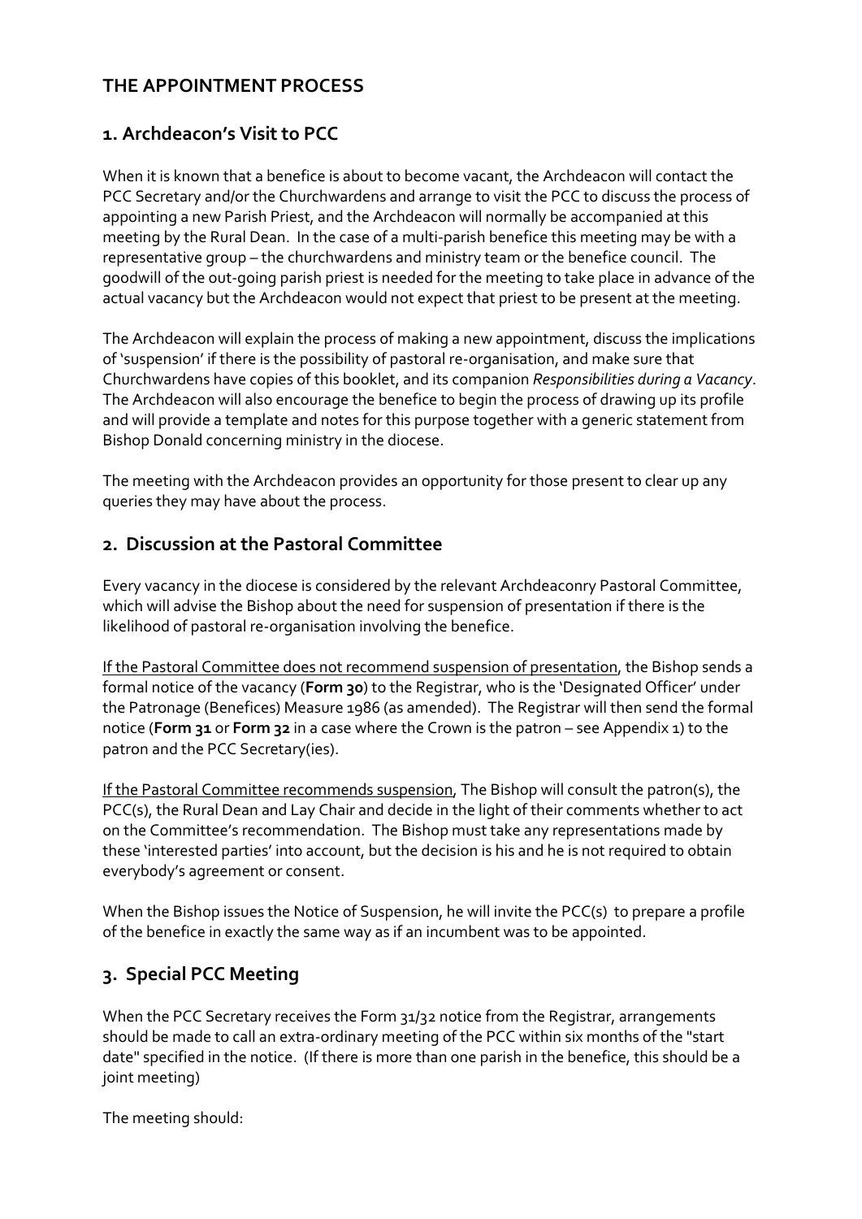## THE APPOINTMENT PROCESS

### 1. Archdeacon's Visit to PCC

When it is known that a benefice is about to become vacant, the Archdeacon will contact the PCC Secretary and/or the Churchwardens and arrange to visit the PCC to discuss the process of appointing a new Parish Priest, and the Archdeacon will normally be accompanied at this meeting by the Rural Dean. In the case of a multi-parish benefice this meeting may be with a representative group – the churchwardens and ministry team or the benefice council. The goodwill of the out-going parish priest is needed for the meeting to take place in advance of the actual vacancy but the Archdeacon would not expect that priest to be present at the meeting.

The Archdeacon will explain the process of making a new appointment, discuss the implications of 'suspension' if there is the possibility of pastoral re-organisation, and make sure that Churchwardens have copies of this booklet, and its companion *Responsibilities during a Vacancy*. The Archdeacon will also encourage the benefice to begin the process of drawing up its profile and will provide a template and notes for this purpose together with a generic statement from Bishop Donald concerning ministry in the diocese.

The meeting with the Archdeacon provides an opportunity for those present to clear up any queries they may have about the process.

### 2. Discussion at the Pastoral Committee

Every vacancy in the diocese is considered by the relevant Archdeaconry Pastoral Committee, which will advise the Bishop about the need for suspension of presentation if there is the likelihood of pastoral re-organisation involving the benefice.

<u>If the Pastoral Committee does not recommend suspension of presentation</u>, the Bishop sends a formal notice of the vacancy (**Form 30**) to the Registrar, who is the 'Designated Officer' under the Patronage (Benefices) Measure 1986 (as amended). The Registrar will then send the formal notice (**Form 31** or **Form 32** in a case where the Crown is the patron – see Appendix 1) to the patron and the PCC Secretary(ies).

<u>If the Pastoral Committee recommends suspension</u>, The Bishop will consult the patron(s), the PCC(s), the Rural Dean and Lay Chair and decide in the light of their comments whether to act on the Committee's recommendation. The Bishop must take any representations made by these 'interested parties' into account, but the decision is his and he is not required to obtain everybody's agreement or consent.

When the Bishop issues the Notice of Suspension, he will invite the PCC(s) to prepare a profile of the benefice in exactly the same way as if an incumbent was to be appointed.

### 3. Special PCC Meeting

When the PCC Secretary receives the Form 31/32 notice from the Registrar, arrangements should be made to call an extra-ordinary meeting of the PCC within six months of the "start date" specified in the notice. (If there is more than one parish in the benefice, this should be a joint meeting)

The meeting should: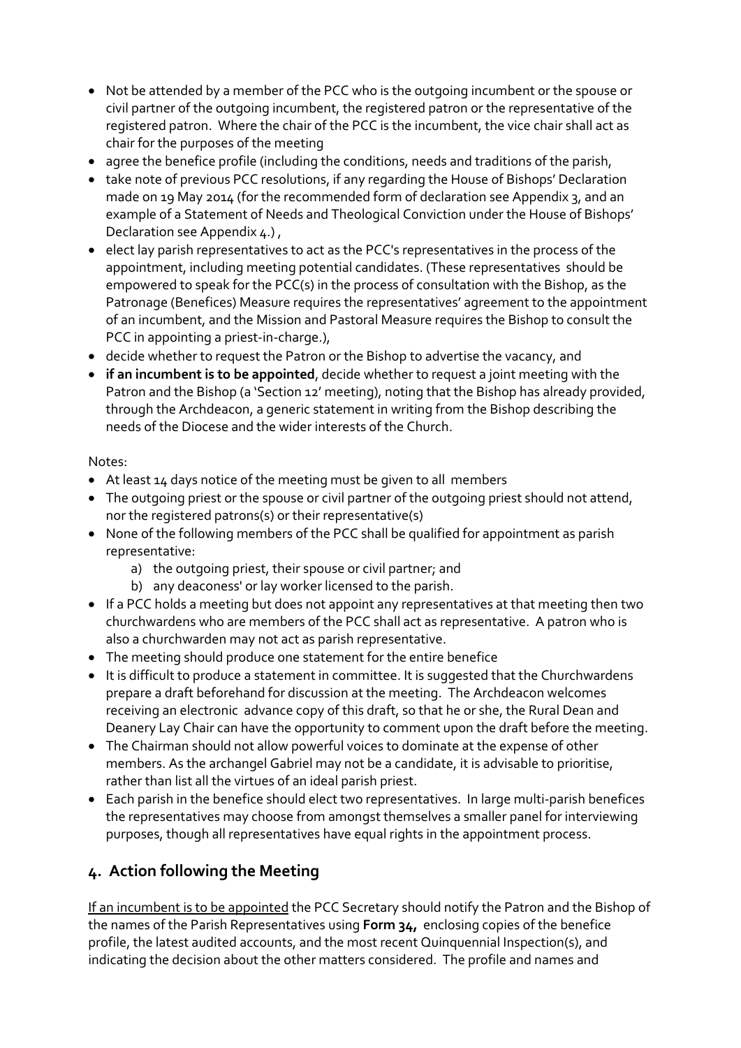- Not be attended by a member of the PCC who is the outgoing incumbent or the spouse or civil partner of the outgoing incumbent, the registered patron or the representative of the registered patron. Where the chair of the PCC is the incumbent, the vice chair shall act as chair for the purposes of the meeting
- agree the benefice profile (including the conditions, needs and traditions of the parish,
- take note of previous PCC resolutions, if any regarding the House of Bishops' Declaration made on 19 May 2014 (for the recommended form of declaration see Appendix 3, and an example of a Statement of Needs and Theological Conviction under the House of Bishops' Declaration see Appendix 4.) ,
- elect lay parish representatives to act as the PCC's representatives in the process of the appointment, including meeting potential candidates. (These representatives should be empowered to speak for the PCC(s) in the process of consultation with the Bishop, as the Patronage (Benefices) Measure requires the representatives' agreement to the appointment of an incumbent, and the Mission and Pastoral Measure requires the Bishop to consult the PCC in appointing a priest-in-charge.),
- decide whether to request the Patron or the Bishop to advertise the vacancy, and
- **if an incumbent is to be appointed**, decide whether to request a joint meeting with the Patron and the Bishop (a 'Section 12' meeting), noting that the Bishop has already provided, through the Archdeacon, a generic statement in writing from the Bishop describing the needs of the Diocese and the wider interests of the Church.

Notes:

- At least 14 days notice of the meeting must be given to all members
- The outgoing priest or the spouse or civil partner of the outgoing priest should not attend, nor the registered patrons(s) or their representative(s)
- None of the following members of the PCC shall be qualified for appointment as parish representative:
    a) the outgoing priest, their spouse or civil partner; and
    b) any deaconess' or lay worker licensed to the parish.
- If a PCC holds a meeting but does not appoint any representatives at that meeting then two churchwardens who are members of the PCC shall act as representative. A patron who is also a churchwarden may not act as parish representative.
- The meeting should produce one statement for the entire benefice
- It is difficult to produce a statement in committee. It is suggested that the Churchwardens prepare a draft beforehand for discussion at the meeting. The Archdeacon welcomes receiving an electronic advance copy of this draft, so that he or she, the Rural Dean and Deanery Lay Chair can have the opportunity to comment upon the draft before the meeting.
- The Chairman should not allow powerful voices to dominate at the expense of other members. As the archangel Gabriel may not be a candidate, it is advisable to prioritise, rather than list all the virtues of an ideal parish priest.
- Each parish in the benefice should elect two representatives. In large multi-parish benefices the representatives may choose from amongst themselves a smaller panel for interviewing purposes, though all representatives have equal rights in the appointment process.

## 4. Action following the Meeting

If an incumbent is to be appointed the PCC Secretary should notify the Patron and the Bishop of the names of the Parish Representatives using **Form 34,** enclosing copies of the benefice profile, the latest audited accounts, and the most recent Quinquennial Inspection(s), and indicating the decision about the other matters considered. The profile and names and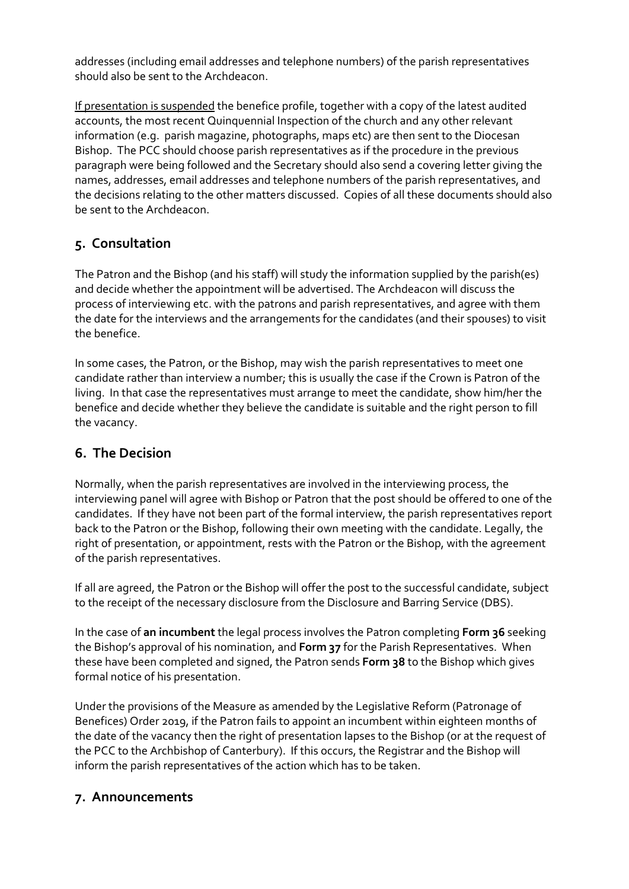addresses (including email addresses and telephone numbers) of the parish representatives should also be sent to the Archdeacon.

If presentation is suspended the benefice profile, together with a copy of the latest audited accounts, the most recent Quinquennial Inspection of the church and any other relevant information (e.g. parish magazine, photographs, maps etc) are then sent to the Diocesan Bishop. The PCC should choose parish representatives as if the procedure in the previous paragraph were being followed and the Secretary should also send a covering letter giving the names, addresses, email addresses and telephone numbers of the parish representatives, and the decisions relating to the other matters discussed. Copies of all these documents should also be sent to the Archdeacon.

## 5. Consultation

The Patron and the Bishop (and his staff) will study the information supplied by the parish(es) and decide whether the appointment will be advertised. The Archdeacon will discuss the process of interviewing etc. with the patrons and parish representatives, and agree with them the date for the interviews and the arrangements for the candidates (and their spouses) to visit the benefice.

In some cases, the Patron, or the Bishop, may wish the parish representatives to meet one candidate rather than interview a number; this is usually the case if the Crown is Patron of the living. In that case the representatives must arrange to meet the candidate, show him/her the benefice and decide whether they believe the candidate is suitable and the right person to fill the vacancy.

## 6. The Decision

Normally, when the parish representatives are involved in the interviewing process, the interviewing panel will agree with Bishop or Patron that the post should be offered to one of the candidates. If they have not been part of the formal interview, the parish representatives report back to the Patron or the Bishop, following their own meeting with the candidate. Legally, the right of presentation, or appointment, rests with the Patron or the Bishop, with the agreement of the parish representatives.

If all are agreed, the Patron or the Bishop will offer the post to the successful candidate, subject to the receipt of the necessary disclosure from the Disclosure and Barring Service (DBS).

In the case of **an incumbent** the legal process involves the Patron completing **Form 36** seeking the Bishop's approval of his nomination, and **Form 37** for the Parish Representatives. When these have been completed and signed, the Patron sends **Form 38** to the Bishop which gives formal notice of his presentation.

Under the provisions of the Measure as amended by the Legislative Reform (Patronage of Benefices) Order 2019, if the Patron fails to appoint an incumbent within eighteen months of the date of the vacancy then the right of presentation lapses to the Bishop (or at the request of the PCC to the Archbishop of Canterbury). If this occurs, the Registrar and the Bishop will inform the parish representatives of the action which has to be taken.

## 7. Announcements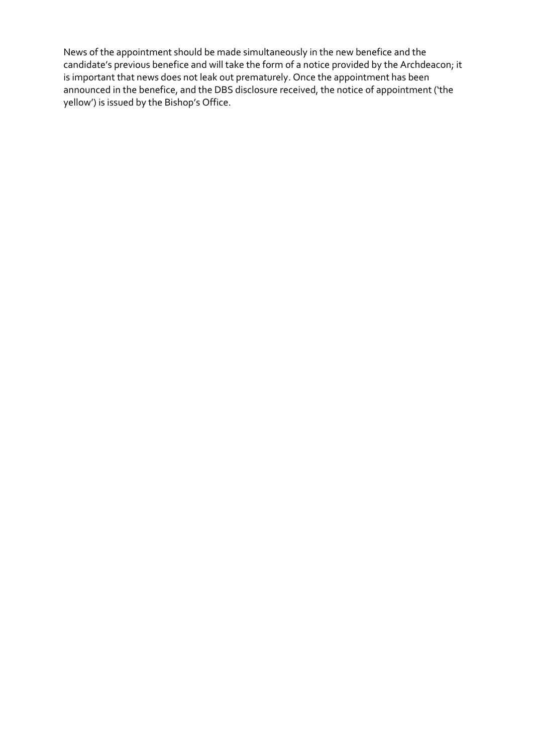News of the appointment should be made simultaneously in the new benefice and the candidate's previous benefice and will take the form of a notice provided by the Archdeacon; it is important that news does not leak out prematurely. Once the appointment has been announced in the benefice, and the DBS disclosure received, the notice of appointment ('the yellow') is issued by the Bishop's Office.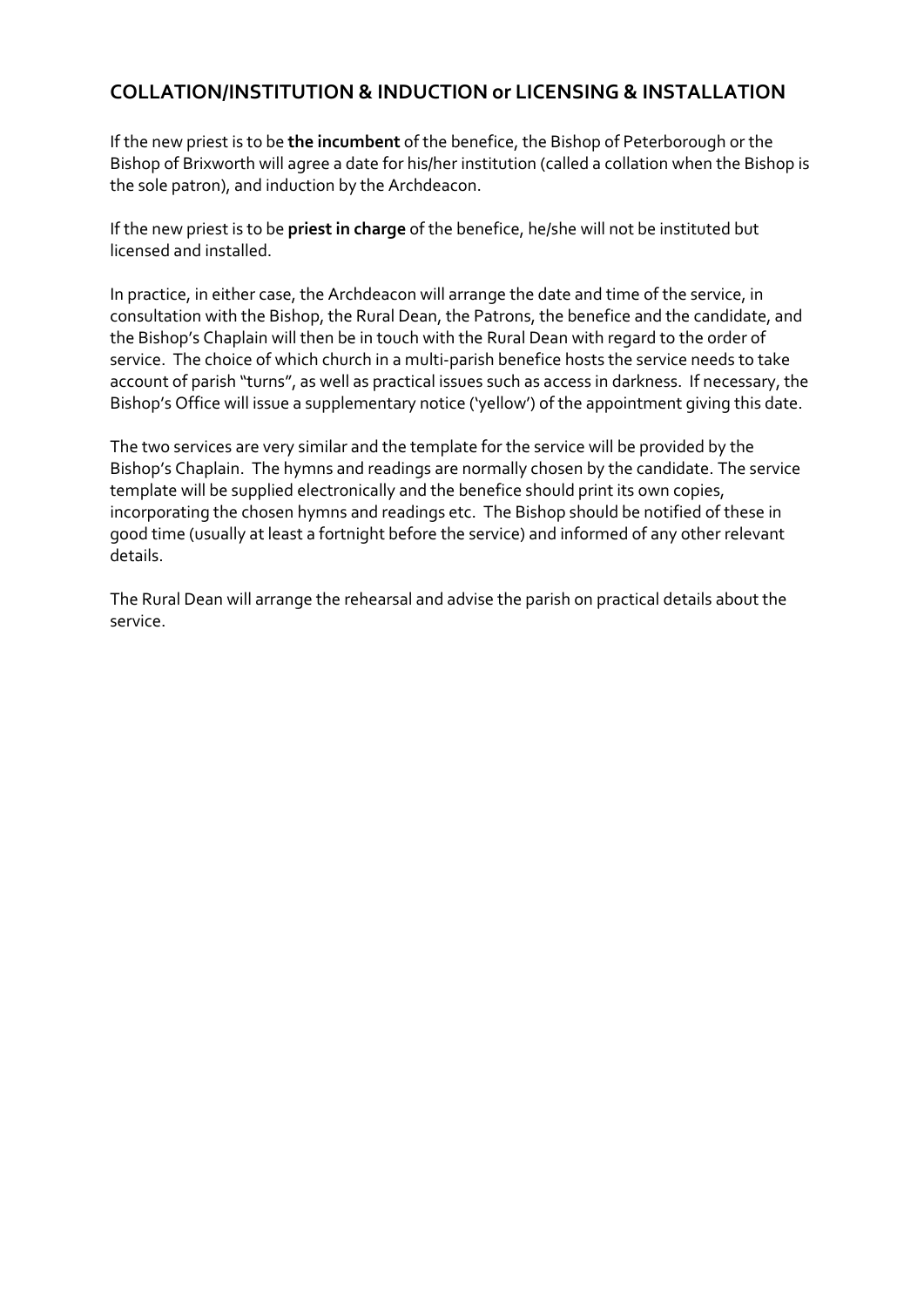## COLLATION/INSTITUTION & INDUCTION or LICENSING & INSTALLATION

If the new priest is to be **the incumbent** of the benefice, the Bishop of Peterborough or the Bishop of Brixworth will agree a date for his/her institution (called a collation when the Bishop is the sole patron), and induction by the Archdeacon.

If the new priest is to be **priest in charge** of the benefice, he/she will not be instituted but licensed and installed.

In practice, in either case, the Archdeacon will arrange the date and time of the service, in consultation with the Bishop, the Rural Dean, the Patrons, the benefice and the candidate, and the Bishop's Chaplain will then be in touch with the Rural Dean with regard to the order of service. The choice of which church in a multi-parish benefice hosts the service needs to take account of parish "turns", as well as practical issues such as access in darkness. If necessary, the Bishop's Office will issue a supplementary notice ('yellow') of the appointment giving this date.

The two services are very similar and the template for the service will be provided by the Bishop's Chaplain. The hymns and readings are normally chosen by the candidate. The service template will be supplied electronically and the benefice should print its own copies, incorporating the chosen hymns and readings etc. The Bishop should be notified of these in good time (usually at least a fortnight before the service) and informed of any other relevant details.

The Rural Dean will arrange the rehearsal and advise the parish on practical details about the service.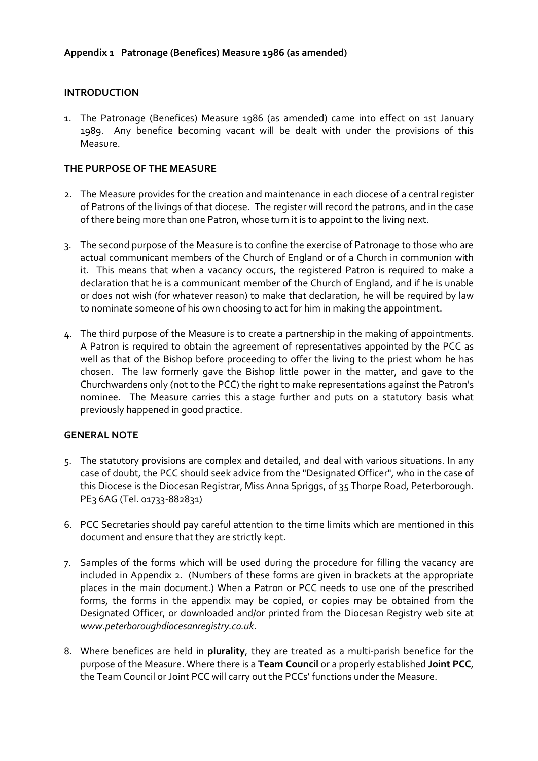**Appendix 1 Patronage (Benefices) Measure 1986 (as amended)**

**INTRODUCTION**

1. The Patronage (Benefices) Measure 1986 (as amended) came into effect on 1st January 1989. Any benefice becoming vacant will be dealt with under the provisions of this Measure.

**THE PURPOSE OF THE MEASURE**

2. The Measure provides for the creation and maintenance in each diocese of a central register of Patrons of the livings of that diocese. The register will record the patrons, and in the case of there being more than one Patron, whose turn it is to appoint to the living next.

3. The second purpose of the Measure is to confine the exercise of Patronage to those who are actual communicant members of the Church of England or of a Church in communion with it. This means that when a vacancy occurs, the registered Patron is required to make a declaration that he is a communicant member of the Church of England, and if he is unable or does not wish (for whatever reason) to make that declaration, he will be required by law to nominate someone of his own choosing to act for him in making the appointment.

4. The third purpose of the Measure is to create a partnership in the making of appointments. A Patron is required to obtain the agreement of representatives appointed by the PCC as well as that of the Bishop before proceeding to offer the living to the priest whom he has chosen. The law formerly gave the Bishop little power in the matter, and gave to the Churchwardens only (not to the PCC) the right to make representations against the Patron's nominee. The Measure carries this a stage further and puts on a statutory basis what previously happened in good practice.

**GENERAL NOTE**

5. The statutory provisions are complex and detailed, and deal with various situations. In any case of doubt, the PCC should seek advice from the "Designated Officer", who in the case of this Diocese is the Diocesan Registrar, Miss Anna Spriggs, of 35 Thorpe Road, Peterborough. PE3 6AG (Tel. 01733-882831)

6. PCC Secretaries should pay careful attention to the time limits which are mentioned in this document and ensure that they are strictly kept.

7. Samples of the forms which will be used during the procedure for filling the vacancy are included in Appendix 2. (Numbers of these forms are given in brackets at the appropriate places in the main document.) When a Patron or PCC needs to use one of the prescribed forms, the forms in the appendix may be copied, or copies may be obtained from the Designated Officer, or downloaded and/or printed from the Diocesan Registry web site at *www.peterboroughdiocesanregistry.co.uk*.

8. Where benefices are held in **plurality**, they are treated as a multi-parish benefice for the purpose of the Measure. Where there is a **Team Council** or a properly established **Joint PCC**, the Team Council or Joint PCC will carry out the PCCs' functions under the Measure.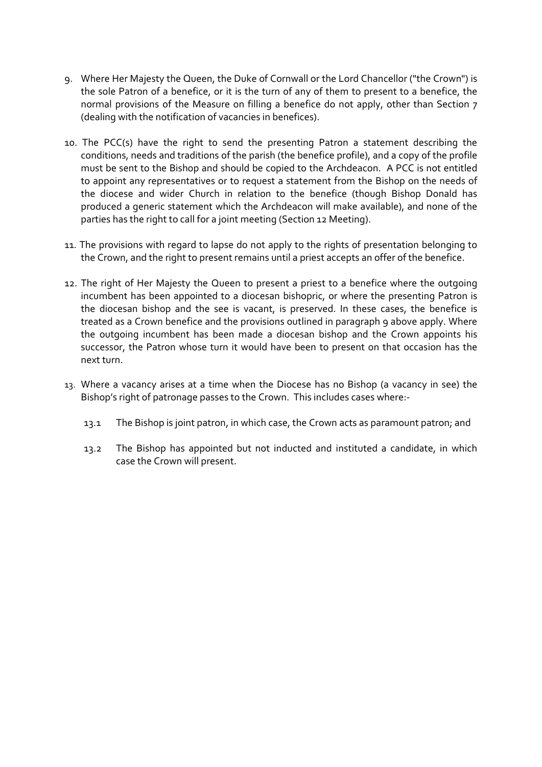9. Where Her Majesty the Queen, the Duke of Cornwall or the Lord Chancellor ("the Crown") is the sole Patron of a benefice, or it is the turn of any of them to present to a benefice, the normal provisions of the Measure on filling a benefice do not apply, other than Section 7 (dealing with the notification of vacancies in benefices).

10. The PCC(s) have the right to send the presenting Patron a statement describing the conditions, needs and traditions of the parish (the benefice profile), and a copy of the profile must be sent to the Bishop and should be copied to the Archdeacon. A PCC is not entitled to appoint any representatives or to request a statement from the Bishop on the needs of the diocese and wider Church in relation to the benefice (though Bishop Donald has produced a generic statement which the Archdeacon will make available), and none of the parties has the right to call for a joint meeting (Section 12 Meeting).

11. The provisions with regard to lapse do not apply to the rights of presentation belonging to the Crown, and the right to present remains until a priest accepts an offer of the benefice.

12. The right of Her Majesty the Queen to present a priest to a benefice where the outgoing incumbent has been appointed to a diocesan bishopric, or where the presenting Patron is the diocesan bishop and the see is vacant, is preserved. In these cases, the benefice is treated as a Crown benefice and the provisions outlined in paragraph 9 above apply. Where the outgoing incumbent has been made a diocesan bishop and the Crown appoints his successor, the Patron whose turn it would have been to present on that occasion has the next turn.

13. Where a vacancy arises at a time when the Diocese has no Bishop (a vacancy in see) the Bishop's right of patronage passes to the Crown. This includes cases where:-

    13.1 The Bishop is joint patron, in which case, the Crown acts as paramount patron; and

    13.2 The Bishop has appointed but not inducted and instituted a candidate, in which case the Crown will present.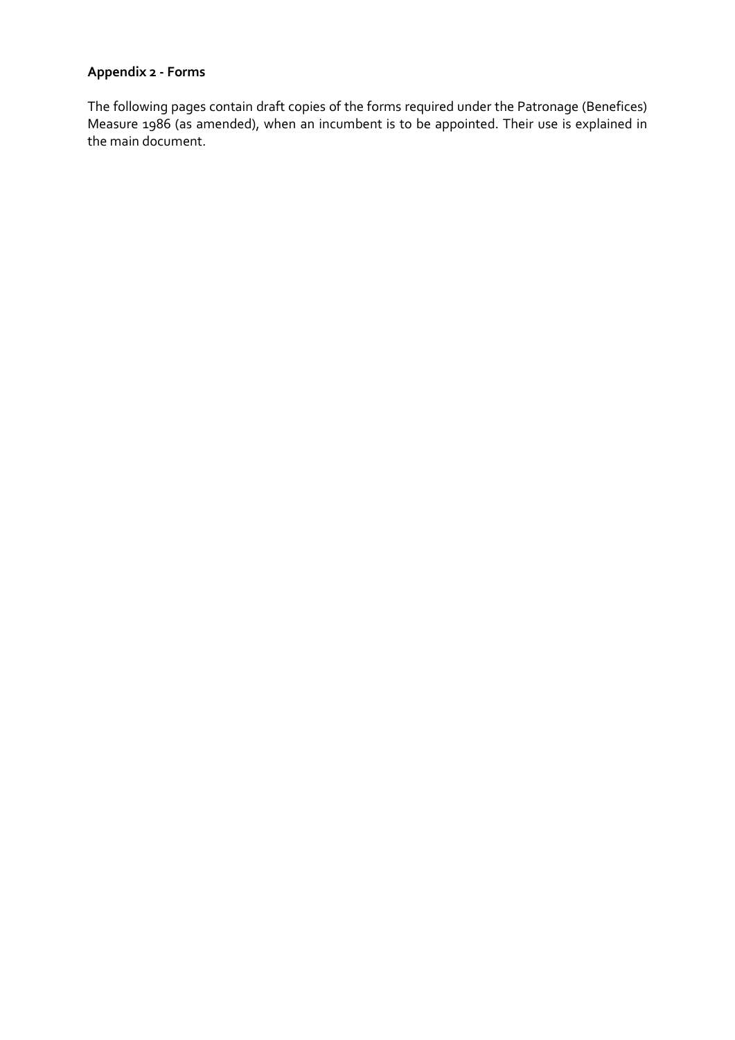**Appendix 2 - Forms**

The following pages contain draft copies of the forms required under the Patronage (Benefices) Measure 1986 (as amended), when an incumbent is to be appointed. Their use is explained in the main document.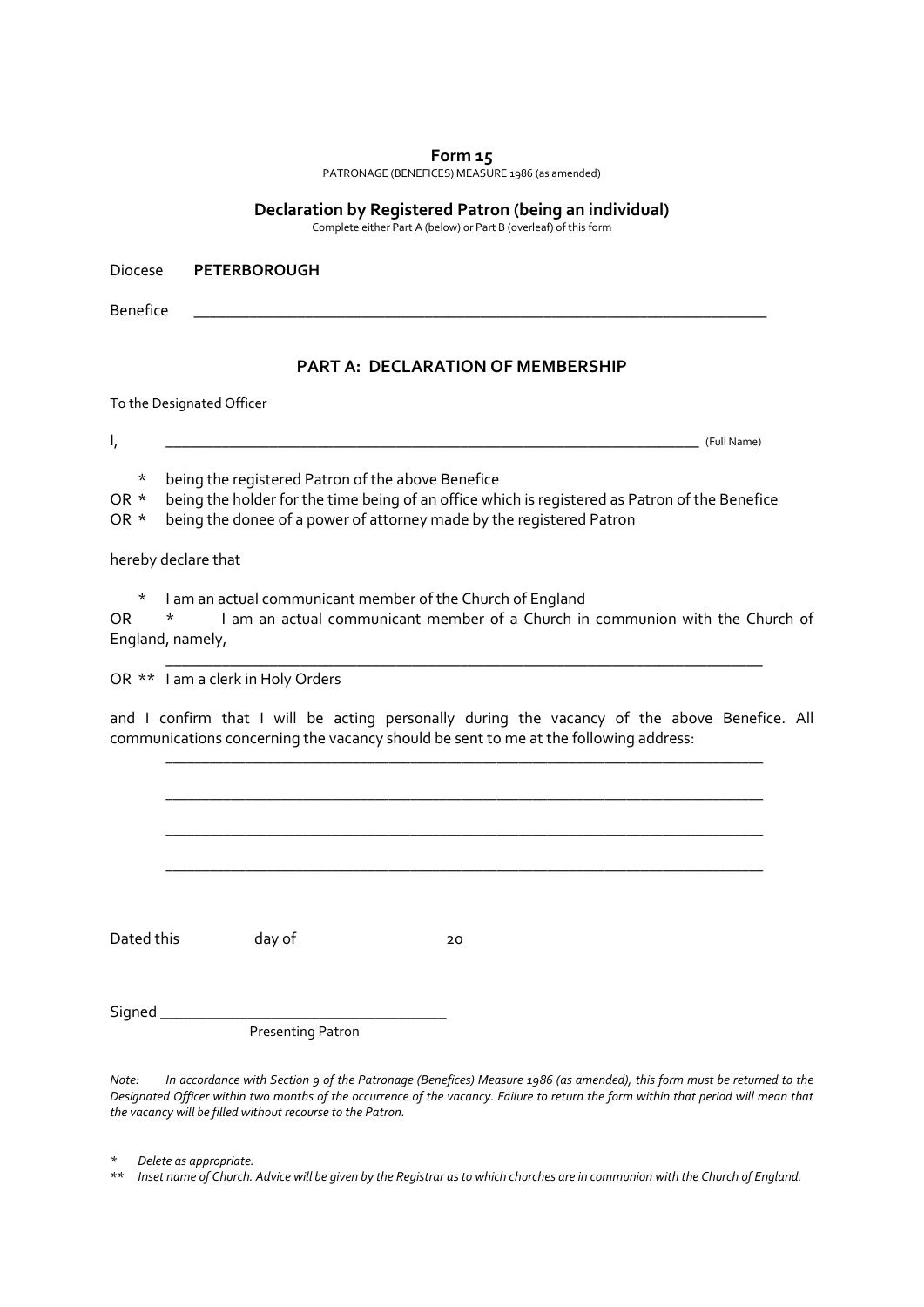**Form 15**

PATRONAGE (BENEFICES) MEASURE 1986 (as amended)

**Declaration by Registered Patron (being an individual)**

Complete either Part A (below) or Part B (overleaf) of this form

Diocese **PETERBOROUGH**

Benefice ________________________________________________________________________

## PART A: DECLARATION OF MEMBERSHIP

To the Designated Officer

I, ______________________________________________________________________ (Full Name)

\* being the registered Patron of the above Benefice

OR \* being the holder for the time being of an office which is registered as Patron of the Benefice

OR \* being the donee of a power of attorney made by the registered Patron

hereby declare that

\* I am an actual communicant member of the Church of England

OR \* I am an actual communicant member of a Church in communion with the Church of England, namely,

________________________________________________________________________

OR \*\* I am a clerk in Holy Orders

and I confirm that I will be acting personally during the vacancy of the above Benefice. All communications concerning the vacancy should be sent to me at the following address:

________________________________________________________________________

________________________________________________________________________

________________________________________________________________________

________________________________________________________________________

Dated this day of 20

Signed ___________________________________

Presenting Patron

*Note: In accordance with Section 9 of the Patronage (Benefices) Measure 1986 (as amended), this form must be returned to the Designated Officer within two months of the occurrence of the vacancy. Failure to return the form within that period will mean that the vacancy will be filled without recourse to the Patron.*

\* *Delete as appropriate.*

\*\* *Inset name of Church. Advice will be given by the Registrar as to which churches are in communion with the Church of England.*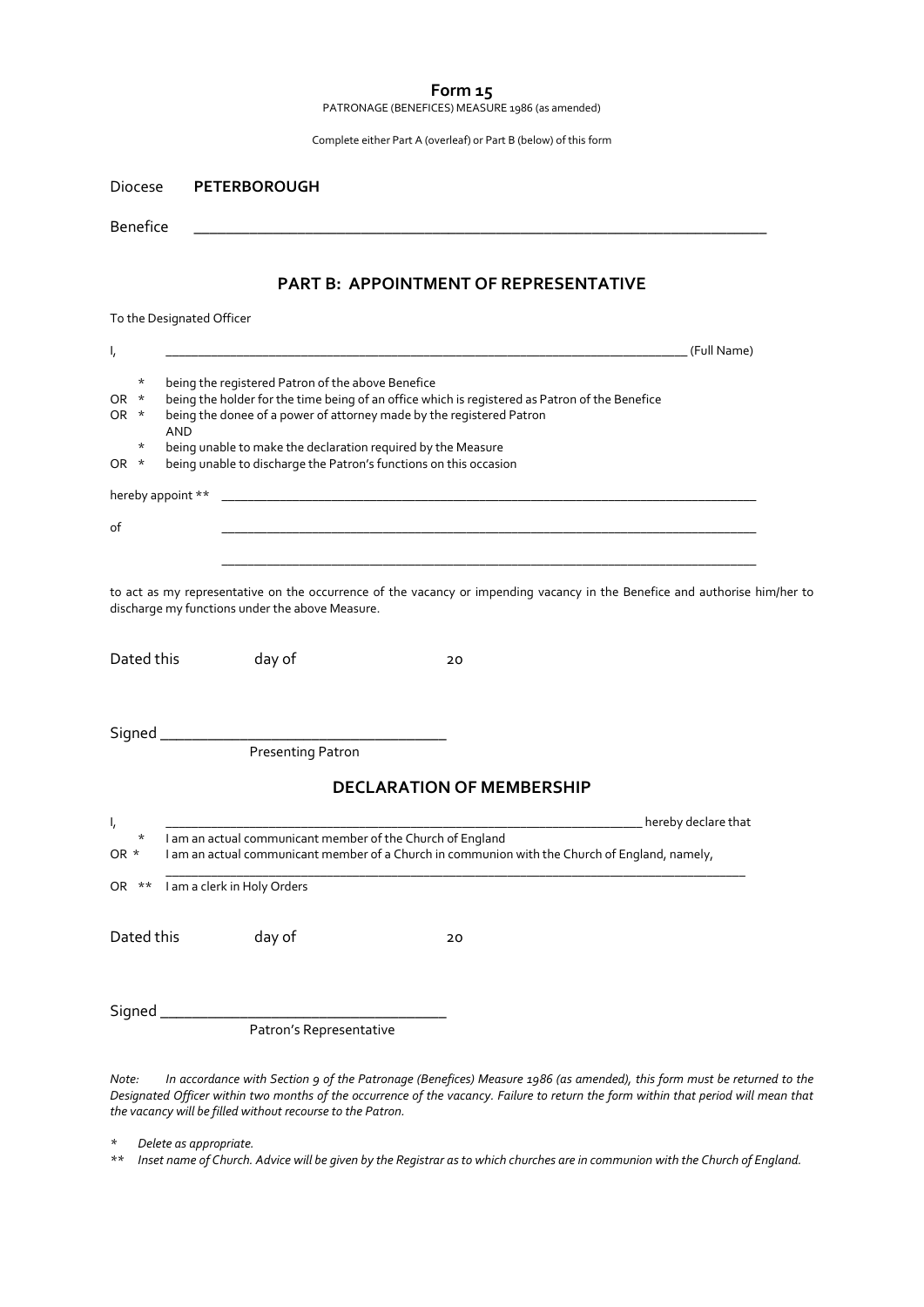# Form 15

PATRONAGE (BENEFICES) MEASURE 1986 (as amended)

Complete either Part A (overleaf) or Part B (below) of this form

Diocese **PETERBOROUGH**

Benefice ______________________________________________________________________________

## PART B: APPOINTMENT OF REPRESENTATIVE

To the Designated Officer

I, ______________________________________________________________________________ (Full Name)

\* being the registered Patron of the above Benefice
OR \* being the holder for the time being of an office which is registered as Patron of the Benefice
OR \* being the donee of a power of attorney made by the registered Patron
AND
\* being unable to make the declaration required by the Measure
OR \* being unable to discharge the Patron's functions on this occasion

hereby appoint ** ______________________________________________________________________________

of ______________________________________________________________________________

______________________________________________________________________________

to act as my representative on the occurrence of the vacancy or impending vacancy in the Benefice and authorise him/her to discharge my functions under the above Measure.

Dated this day of 20

Signed ____________________________________
Presenting Patron

## DECLARATION OF MEMBERSHIP

I, ______________________________________________________________________ hereby declare that

\* I am an actual communicant member of the Church of England
OR \* I am an actual communicant member of a Church in communion with the Church of England, namely,
______________________________________________________________________________
OR ** I am a clerk in Holy Orders

Dated this day of 20

Signed ____________________________________
Patron's Representative

*Note: In accordance with Section 9 of the Patronage (Benefices) Measure 1986 (as amended), this form must be returned to the Designated Officer within two months of the occurrence of the vacancy. Failure to return the form within that period will mean that the vacancy will be filled without recourse to the Patron.*

\* *Delete as appropriate.*

\*\* *Inset name of Church. Advice will be given by the Registrar as to which churches are in communion with the Church of England.*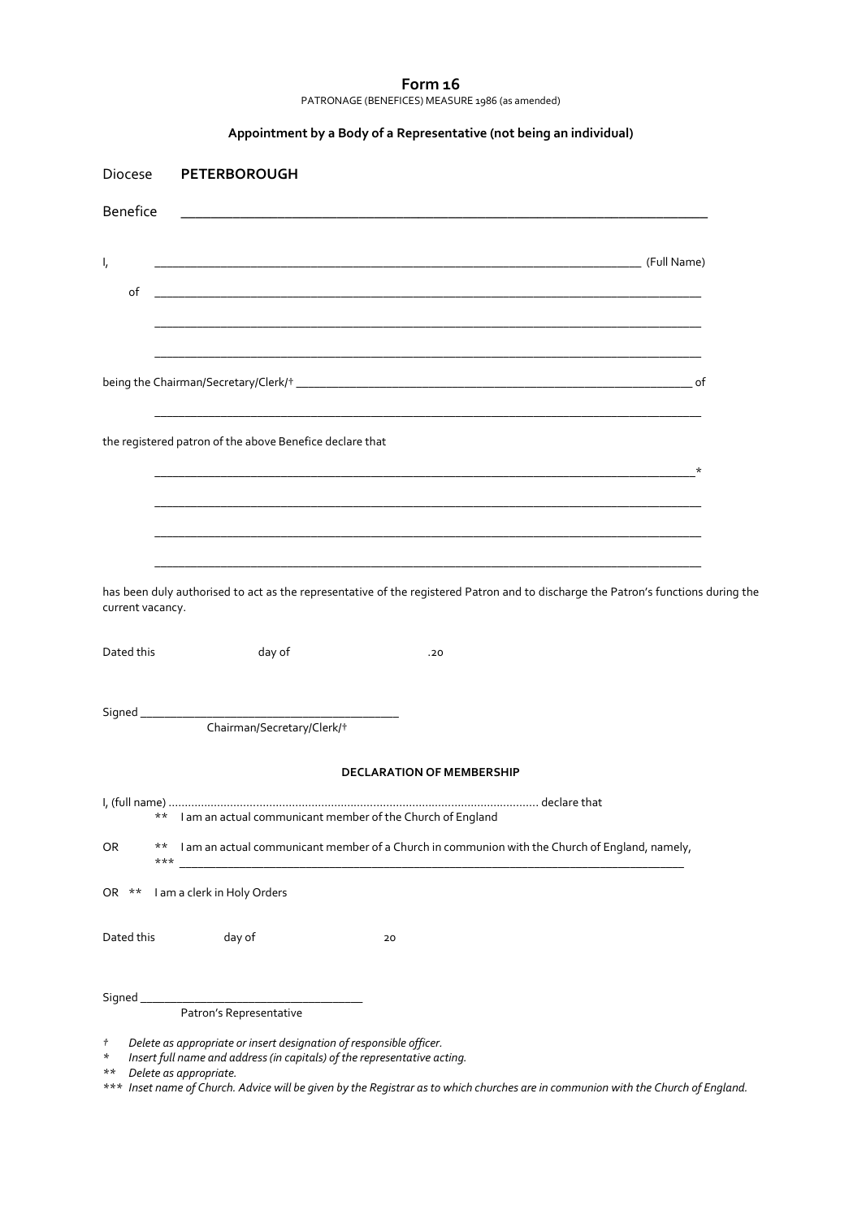# Form 16

PATRONAGE (BENEFICES) MEASURE 1986 (as amended)

**Appointment by a Body of a Representative (not being an individual)**

Diocese **PETERBOROUGH**

Benefice ______________________________________________________________________________

I, ______________________________________________________________________________ (Full Name)

of ______________________________________________________________________________

______________________________________________________________________________

______________________________________________________________________________

being the Chairman/Secretary/Clerk/† ______________________________________________________________ of

______________________________________________________________________________

the registered patron of the above Benefice declare that

______________________________________________________________________________*

______________________________________________________________________________

______________________________________________________________________________

______________________________________________________________________________

has been duly authorised to act as the representative of the registered Patron and to discharge the Patron's functions during the current vacancy.

Dated this day of .20

Signed ________________________________________
Chairman/Secretary/Clerk/†

**DECLARATION OF MEMBERSHIP**

I, (full name) .................................................................................................................. declare that

** I am an actual communicant member of the Church of England

OR ** I am an actual communicant member of a Church in communion with the Church of England, namely,
*** ______________________________________________________________________________

OR ** I am a clerk in Holy Orders

Dated this day of 20

Signed ___________________________________
Patron's Representative

† *Delete as appropriate or insert designation of responsible officer.*
\* *Insert full name and address (in capitals) of the representative acting.*
** *Delete as appropriate.*
*** *Inset name of Church. Advice will be given by the Registrar as to which churches are in communion with the Church of England.*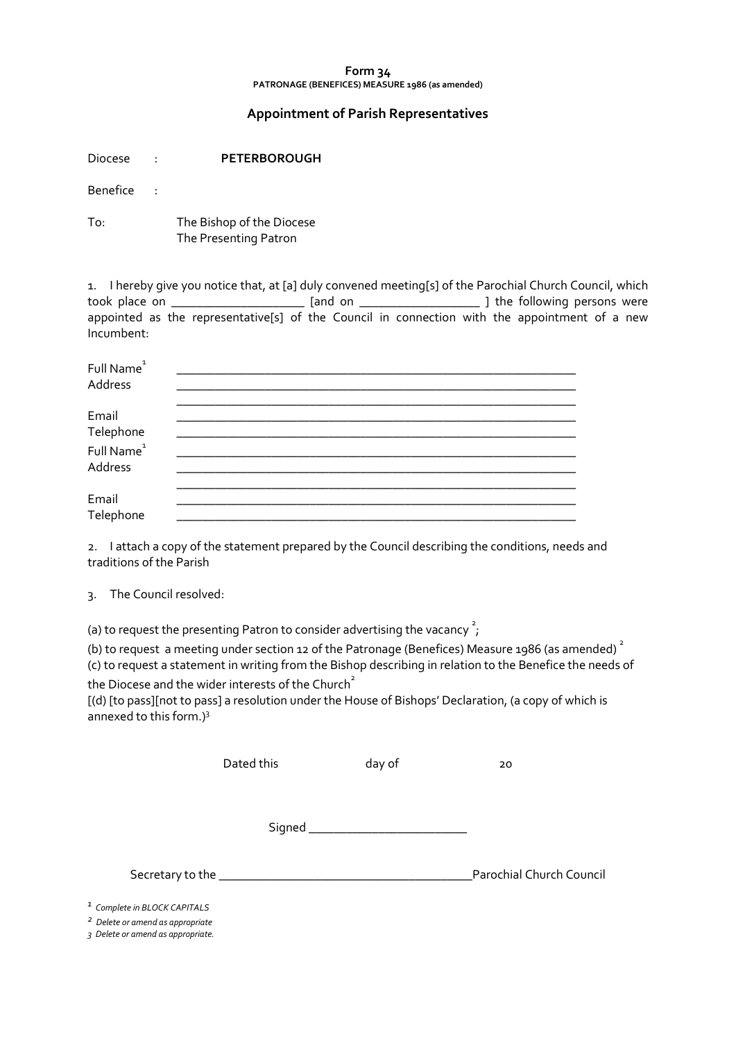**Form 34**
**PATRONAGE (BENEFICES) MEASURE 1986 (as amended)**

## Appointment of Parish Representatives

Diocese : **PETERBOROUGH**

Benefice :

To: The Bishop of the Diocese
The Presenting Patron

1. I hereby give you notice that, at [a] duly convened meeting[s] of the Parochial Church Council, which took place on ____________________ [and on __________________ ] the following persons were appointed as the representative[s] of the Council in connection with the appointment of a new Incumbent:

Full Name[1] ______________________________________________________________
Address ______________________________________________________________
______________________________________________________________
Email ______________________________________________________________
Telephone ______________________________________________________________
Full Name[1] ______________________________________________________________
Address ______________________________________________________________
______________________________________________________________
Email ______________________________________________________________
Telephone ______________________________________________________________

2. I attach a copy of the statement prepared by the Council describing the conditions, needs and traditions of the Parish

3. The Council resolved:

(a) to request the presenting Patron to consider advertising the vacancy [2];

(b) to request a meeting under section 12 of the Patronage (Benefices) Measure 1986 (as amended) [2]

(c) to request a statement in writing from the Bishop describing in relation to the Benefice the needs of the Diocese and the wider interests of the Church[2]

[(d) [to pass][not to pass] a resolution under the House of Bishops' Declaration, (a copy of which is annexed to this form.)[3]

Dated this day of 20

Signed ________________________

Secretary to the ______________________________________Parochial Church Council

[1] *Complete in BLOCK CAPITALS*

[2] *Delete or amend as appropriate*

[3] *Delete or amend as appropriate.*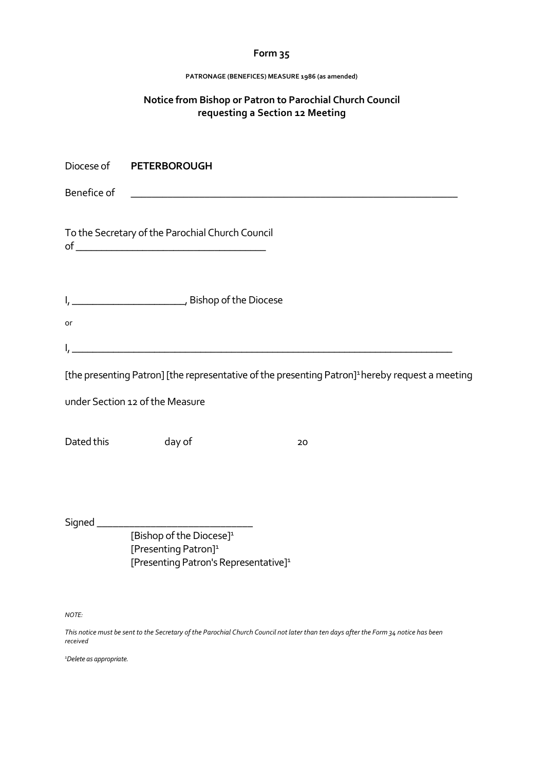# Form 35

**PATRONAGE (BENEFICES) MEASURE 1986 (as amended)**

## Notice from Bishop or Patron to Parochial Church Council requesting a Section 12 Meeting

Diocese of **PETERBOROUGH**

Benefice of ______________________________________________________________

To the Secretary of the Parochial Church Council of ___________________________________

I, _____________________, Bishop of the Diocese

or

I, ___________________________________________________________________________

[the presenting Patron] [the representative of the presenting Patron][1] hereby request a meeting under Section 12 of the Measure

Dated this day of 20

Signed ____________________________
[Bishop of the Diocese][1]
[Presenting Patron][1]
[Presenting Patron's Representative][1]

*NOTE:*

*This notice must be sent to the Secretary of the Parochial Church Council not later than ten days after the Form 34 notice has been received*

*[1]Delete as appropriate.*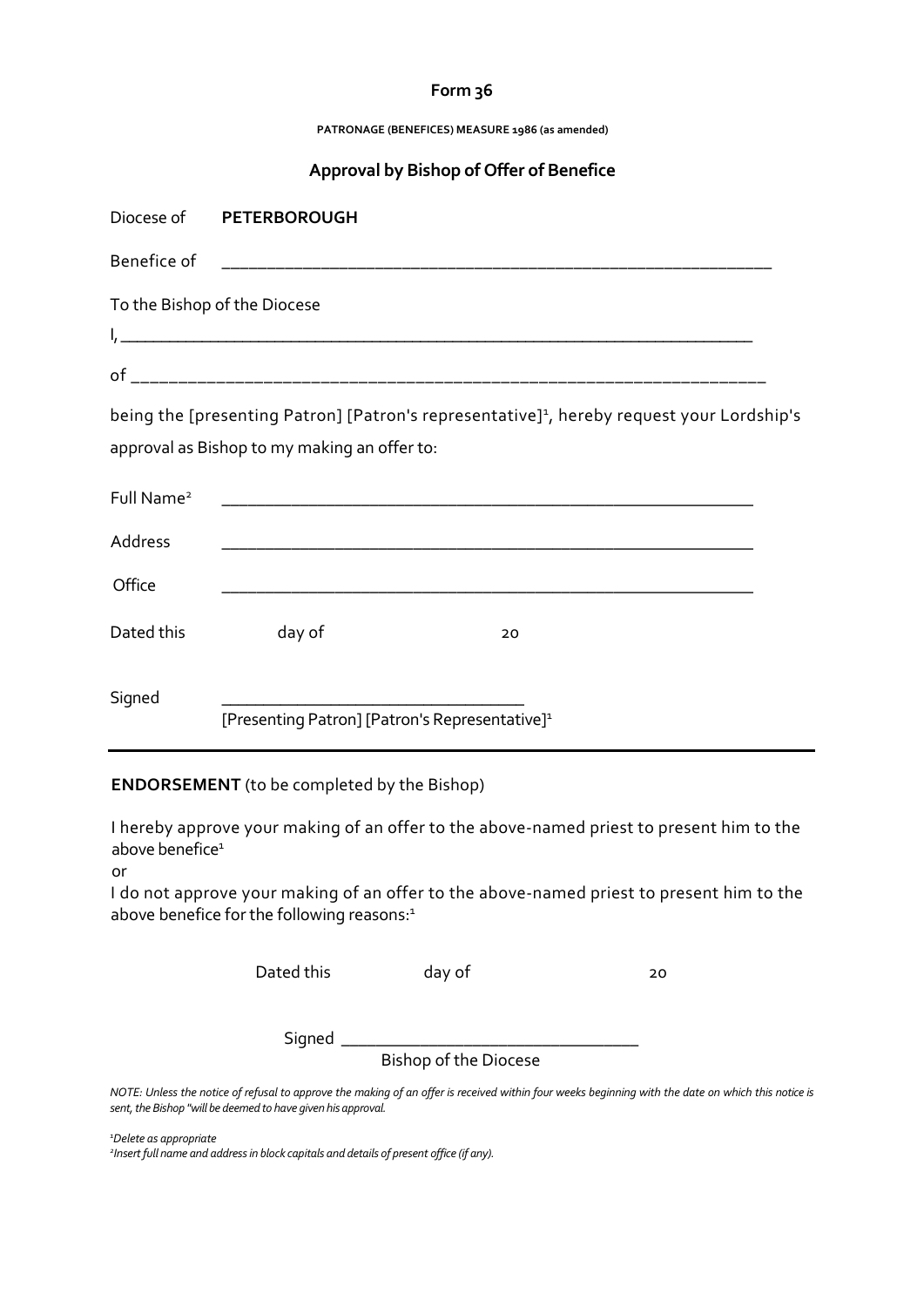**Form 36**

**PATRONAGE (BENEFICES) MEASURE 1986 (as amended)**

**Approval by Bishop of Offer of Benefice**

Diocese of **PETERBOROUGH**

Benefice of ____________________________________________________________

To the Bishop of the Diocese

I, ______________________________________________________________________

of ______________________________________________________________________

being the [presenting Patron] [Patron's representative][1], hereby request your Lordship's approval as Bishop to my making an offer to:

Full Name[2] ____________________________________________________________

Address ____________________________________________________________

Office ____________________________________________________________

Dated this day of 20

Signed ________________________________
[Presenting Patron] [Patron's Representative][1]

---

**ENDORSEMENT** (to be completed by the Bishop)

I hereby approve your making of an offer to the above-named priest to present him to the above benefice[1]

or

I do not approve your making of an offer to the above-named priest to present him to the above benefice for the following reasons:[1]

Dated this day of 20

Signed ________________________________
Bishop of the Diocese

*NOTE: Unless the notice of refusal to approve the making of an offer is received within four weeks beginning with the date on which this notice is sent, the Bishop "will be deemed to have given his approval.*

*[1]Delete as appropriate*

*[2]Insert full name and address in block capitals and details of present office (if any).*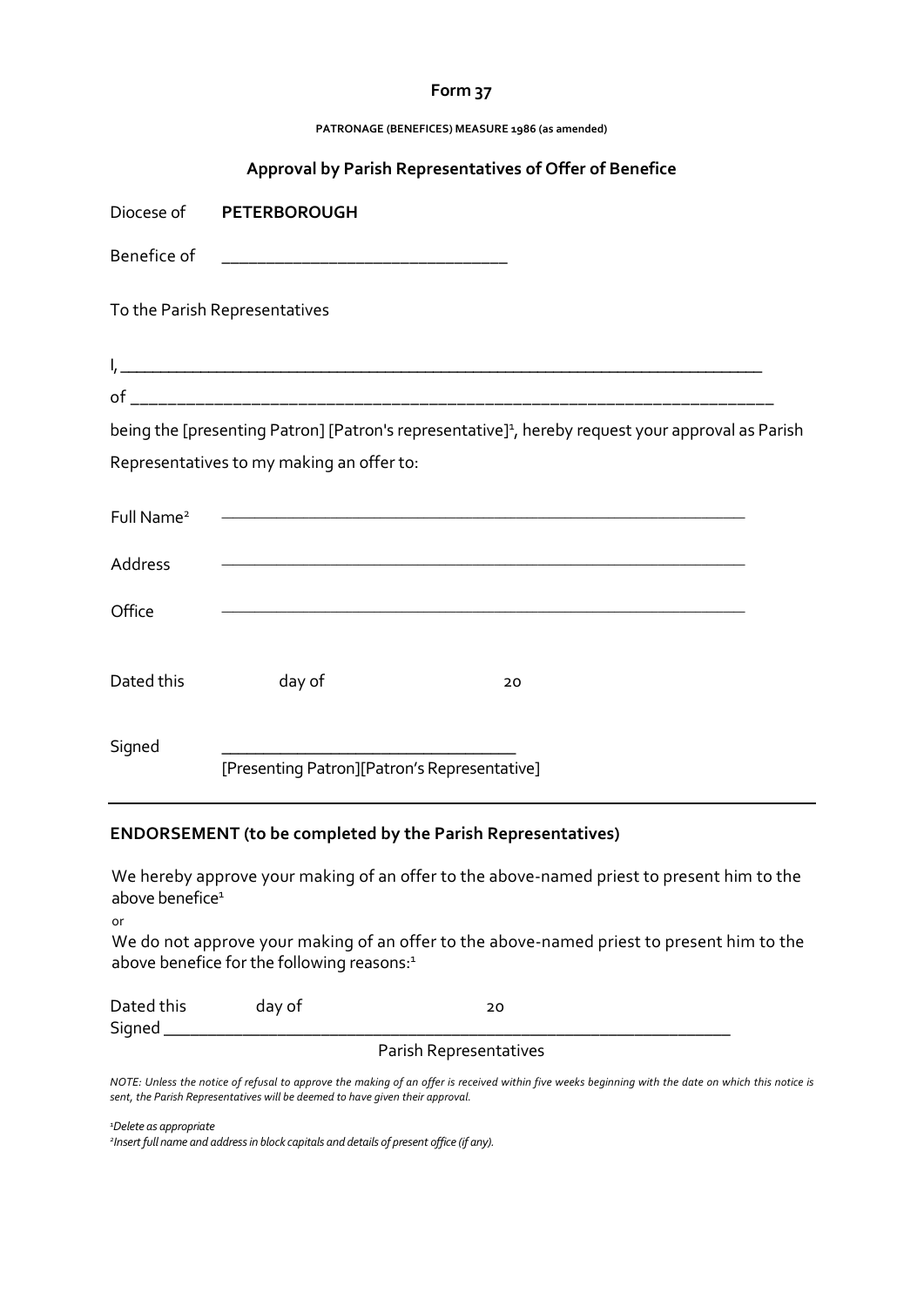# Form 37

**PATRONAGE (BENEFICES) MEASURE 1986 (as amended)**

## Approval by Parish Representatives of Offer of Benefice

Diocese of **PETERBOROUGH**

Benefice of ______________________________

To the Parish Representatives

I, ______________________________________________________________________

of ______________________________________________________________________

being the [presenting Patron] [Patron's representative][1], hereby request your approval as Parish Representatives to my making an offer to:

Full Name[2] ______________________________________________________

Address ______________________________________________________

Office ______________________________________________________

Dated this day of 20

Signed ______________________________
[Presenting Patron][Patron's Representative]

---

**ENDORSEMENT (to be completed by the Parish Representatives)**

We hereby approve your making of an offer to the above-named priest to present him to the above benefice[1]

or

We do not approve your making of an offer to the above-named priest to present him to the above benefice for the following reasons:[1]

Dated this day of 20

Signed ______________________________________________________________
Parish Representatives

*NOTE: Unless the notice of refusal to approve the making of an offer is received within five weeks beginning with the date on which this notice is sent, the Parish Representatives will be deemed to have given their approval.*

*[1]Delete as appropriate*

*[2]Insert full name and address in block capitals and details of present office (if any).*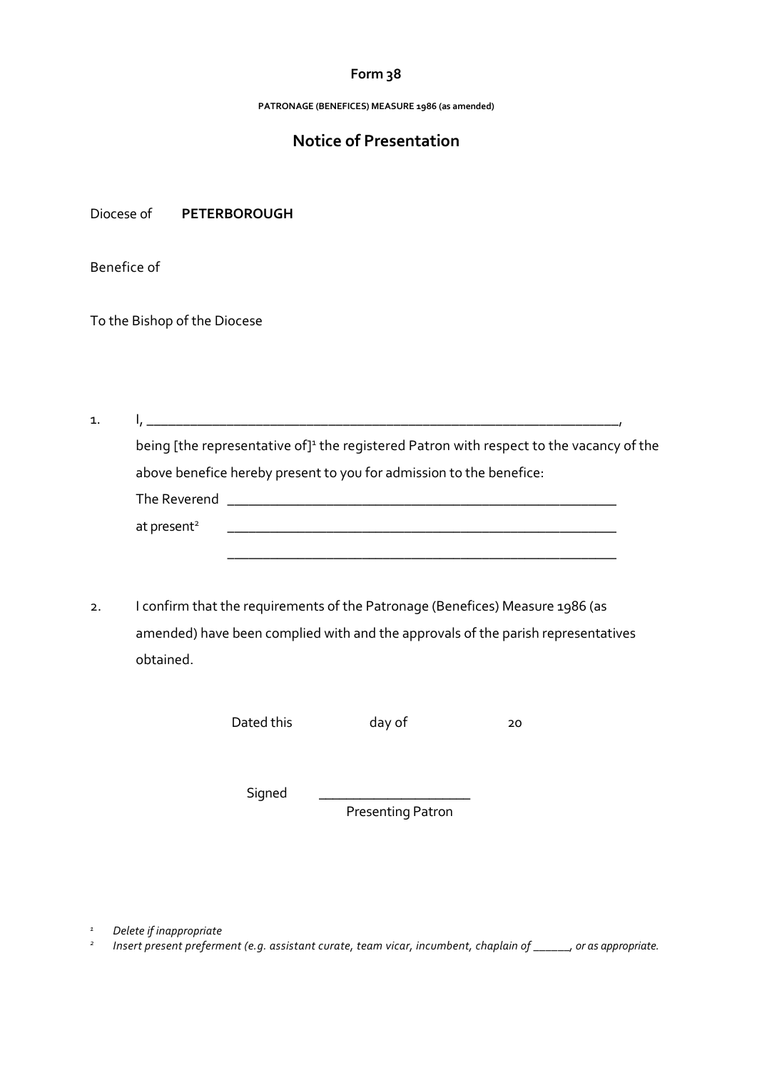**Form 38**

**PATRONAGE (BENEFICES) MEASURE 1986 (as amended)**

## Notice of Presentation

Diocese of **PETERBOROUGH**

Benefice of

To the Bishop of the Diocese

1. I, _______________________________________________________________,
   being [the representative of][1] the registered Patron with respect to the vacancy of the above benefice hereby present to you for admission to the benefice:
   The Reverend ___________________________________________________
   at present[2] ___________________________________________________
   ___________________________________________________

2. I confirm that the requirements of the Patronage (Benefices) Measure 1986 (as amended) have been complied with and the approvals of the parish representatives obtained.

Dated this day of 20

Signed ____________________
Presenting Patron

[1] *Delete if inappropriate*

[2] *Insert present preferment (e.g. assistant curate, team vicar, incumbent, chaplain of ______, or as appropriate.*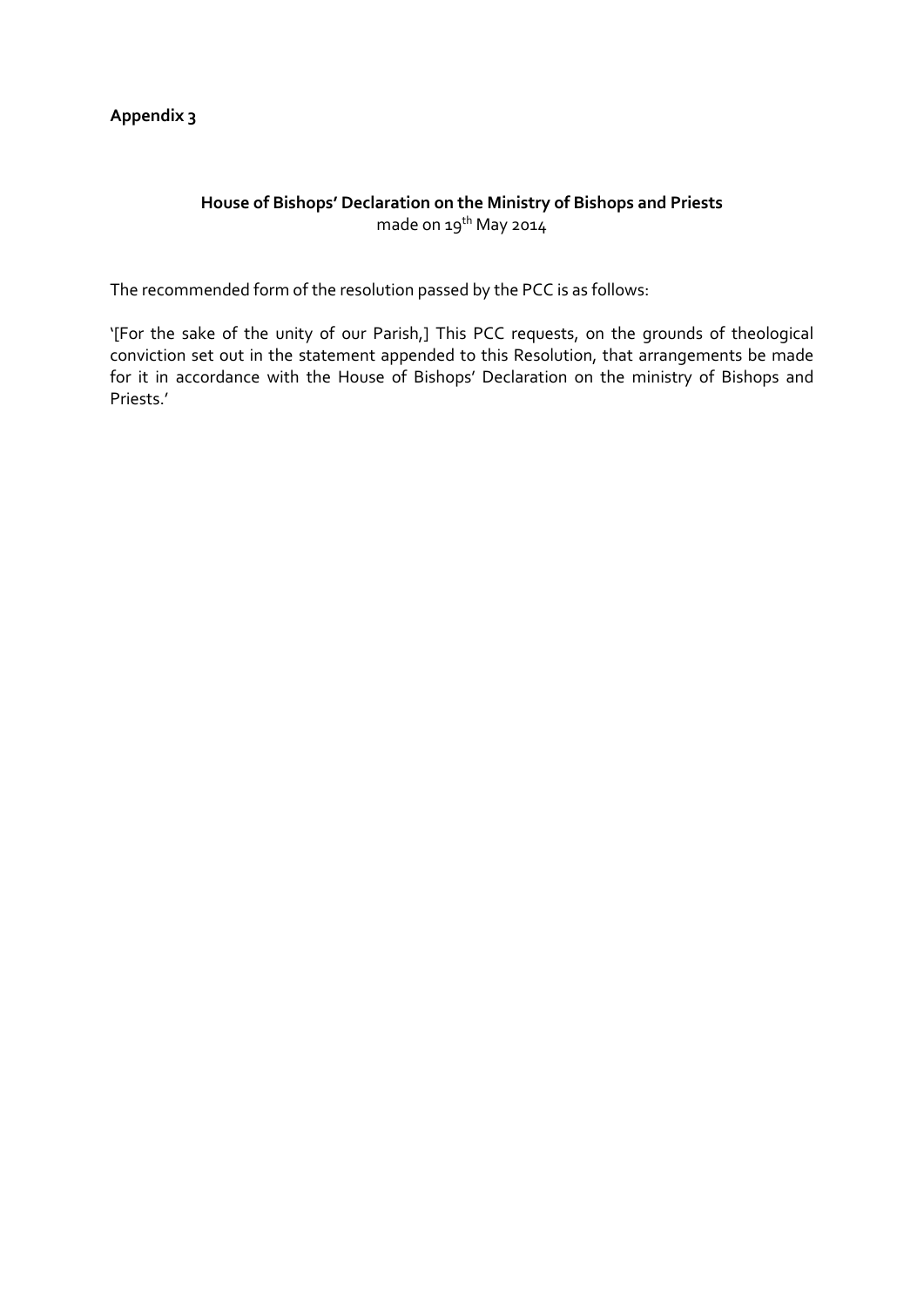**Appendix 3**

**House of Bishops' Declaration on the Ministry of Bishops and Priests**
made on 19th May 2014

The recommended form of the resolution passed by the PCC is as follows:

'[For the sake of the unity of our Parish,] This PCC requests, on the grounds of theological conviction set out in the statement appended to this Resolution, that arrangements be made for it in accordance with the House of Bishops' Declaration on the ministry of Bishops and Priests.'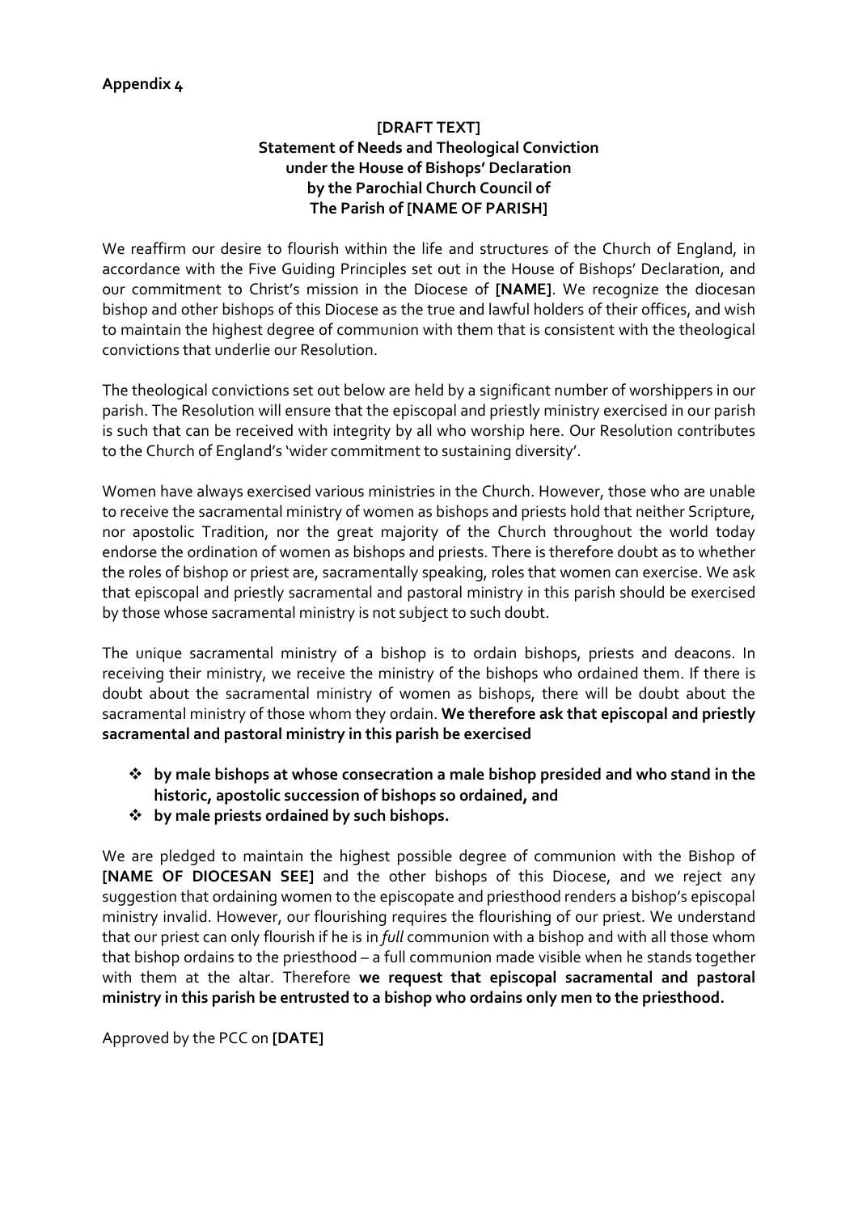**Appendix 4**

**[DRAFT TEXT]**
**Statement of Needs and Theological Conviction**
**under the House of Bishops' Declaration**
**by the Parochial Church Council of**
**The Parish of [NAME OF PARISH]**

We reaffirm our desire to flourish within the life and structures of the Church of England, in accordance with the Five Guiding Principles set out in the House of Bishops' Declaration, and our commitment to Christ's mission in the Diocese of **[NAME]**. We recognize the diocesan bishop and other bishops of this Diocese as the true and lawful holders of their offices, and wish to maintain the highest degree of communion with them that is consistent with the theological convictions that underlie our Resolution.

The theological convictions set out below are held by a significant number of worshippers in our parish. The Resolution will ensure that the episcopal and priestly ministry exercised in our parish is such that can be received with integrity by all who worship here. Our Resolution contributes to the Church of England's 'wider commitment to sustaining diversity'.

Women have always exercised various ministries in the Church. However, those who are unable to receive the sacramental ministry of women as bishops and priests hold that neither Scripture, nor apostolic Tradition, nor the great majority of the Church throughout the world today endorse the ordination of women as bishops and priests. There is therefore doubt as to whether the roles of bishop or priest are, sacramentally speaking, roles that women can exercise. We ask that episcopal and priestly sacramental and pastoral ministry in this parish should be exercised by those whose sacramental ministry is not subject to such doubt.

The unique sacramental ministry of a bishop is to ordain bishops, priests and deacons. In receiving their ministry, we receive the ministry of the bishops who ordained them. If there is doubt about the sacramental ministry of women as bishops, there will be doubt about the sacramental ministry of those whom they ordain. **We therefore ask that episcopal and priestly sacramental and pastoral ministry in this parish be exercised**

- **by male bishops at whose consecration a male bishop presided and who stand in the historic, apostolic succession of bishops so ordained, and**
- **by male priests ordained by such bishops.**

We are pledged to maintain the highest possible degree of communion with the Bishop of **[NAME OF DIOCESAN SEE]** and the other bishops of this Diocese, and we reject any suggestion that ordaining women to the episcopate and priesthood renders a bishop's episcopal ministry invalid. However, our flourishing requires the flourishing of our priest. We understand that our priest can only flourish if he is in *full* communion with a bishop and with all those whom that bishop ordains to the priesthood – a full communion made visible when he stands together with them at the altar. Therefore **we request that episcopal sacramental and pastoral ministry in this parish be entrusted to a bishop who ordains only men to the priesthood.**

Approved by the PCC on **[DATE]**